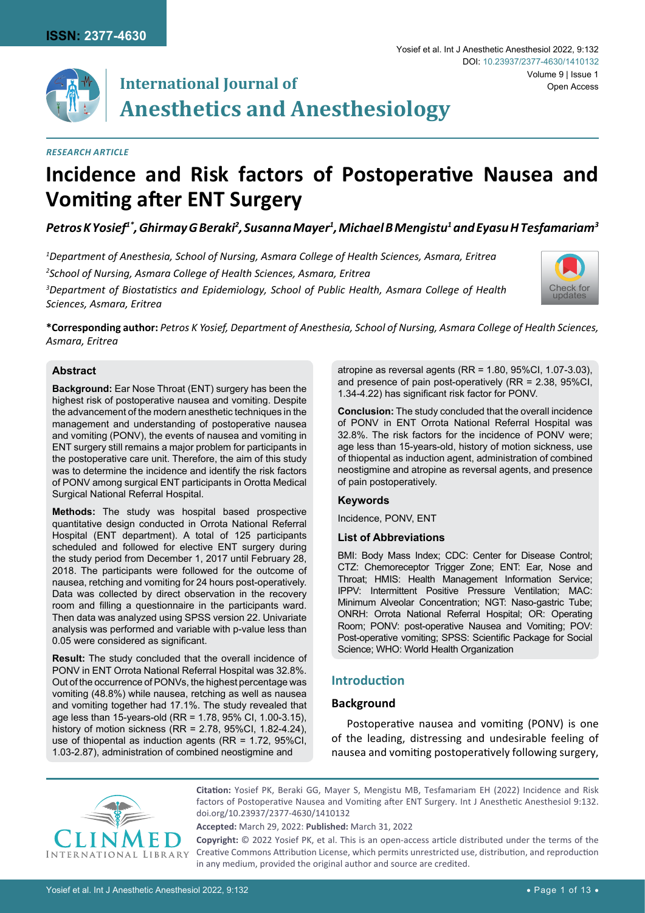RESEARCH ARTICLE

# Incidence and Risk factors of Postoperative Nausea and Vomiting after ENT Surgery

***Petros K Yosief[1*], Ghirmay G Beraki[2], Susanna Mayer[1], Michael B Mengistu[1] and Eyasu H Tesfamariam[3]***

*[1]Department of Anesthesia, School of Nursing, Asmara College of Health Sciences, Asmara, Eritrea*

*[2]School of Nursing, Asmara College of Health Sciences, Asmara, Eritrea*

*[3]Department of Biostatistics and Epidemiology, School of Public Health, Asmara College of Health Sciences, Asmara, Eritrea*

**\*Corresponding author:** *Petros K Yosief, Department of Anesthesia, School of Nursing, Asmara College of Health Sciences, Asmara, Eritrea*

## Abstract

**Background:** Ear Nose Throat (ENT) surgery has been the highest risk of postoperative nausea and vomiting. Despite the advancement of the modern anesthetic techniques in the management and understanding of postoperative nausea and vomiting (PONV), the events of nausea and vomiting in ENT surgery still remains a major problem for participants in the postoperative care unit. Therefore, the aim of this study was to determine the incidence and identify the risk factors of PONV among surgical ENT participants in Orotta Medical Surgical National Referral Hospital.

**Methods:** The study was hospital based prospective quantitative design conducted in Orrota National Referral Hospital (ENT department). A total of 125 participants scheduled and followed for elective ENT surgery during the study period from December 1, 2017 until February 28, 2018. The participants were followed for the outcome of nausea, retching and vomiting for 24 hours post-operatively. Data was collected by direct observation in the recovery room and filling a questionnaire in the participants ward. Then data was analyzed using SPSS version 22. Univariate analysis was performed and variable with p-value less than 0.05 were considered as significant.

**Result:** The study concluded that the overall incidence of PONV in ENT Orrota National Referral Hospital was 32.8%. Out of the occurrence of PONVs, the highest percentage was vomiting (48.8%) while nausea, retching as well as nausea and vomiting together had 17.1%. The study revealed that age less than 15-years-old (RR = 1.78, 95% CI, 1.00-3.15), history of motion sickness (RR = 2.78, 95%CI, 1.82-4.24), use of thiopental as induction agents (RR = 1.72, 95%CI, 1.03-2.87), administration of combined neostigmine and atropine as reversal agents (RR = 1.80, 95%CI, 1.07-3.03), and presence of pain post-operatively (RR = 2.38, 95%CI, 1.34-4.22) has significant risk factor for PONV.

**Conclusion:** The study concluded that the overall incidence of PONV in ENT Orrota National Referral Hospital was 32.8%. The risk factors for the incidence of PONV were; age less than 15-years-old, history of motion sickness, use of thiopental as induction agent, administration of combined neostigmine and atropine as reversal agents, and presence of pain postoperatively.

### Keywords

Incidence, PONV, ENT

### List of Abbreviations

BMI: Body Mass Index; CDC: Center for Disease Control; CTZ: Chemoreceptor Trigger Zone; ENT: Ear, Nose and Throat; HMIS: Health Management Information Service; IPPV: Intermittent Positive Pressure Ventilation; MAC: Minimum Alveolar Concentration; NGT: Naso-gastric Tube; ONRH: Orrota National Referral Hospital; OR: Operating Room; PONV: post-operative Nausea and Vomiting; POV: Post-operative vomiting; SPSS: Scientific Package for Social Science; WHO: World Health Organization

## Introduction

### Background

Postoperative nausea and vomiting (PONV) is one of the leading, distressing and undesirable feeling of nausea and vomiting postoperatively following surgery,

**Citation:** Yosief PK, Beraki GG, Mayer S, Mengistu MB, Tesfamariam EH (2022) Incidence and Risk factors of Postoperative Nausea and Vomiting after ENT Surgery. Int J Anesthetic Anesthesiol 9:132. doi.org/10.23937/2377-4630/1410132

**Accepted:** March 29, 2022: **Published:** March 31, 2022

**Copyright:** © 2022 Yosief PK, et al. This is an open-access article distributed under the terms of the Creative Commons Attribution License, which permits unrestricted use, distribution, and reproduction in any medium, provided the original author and source are credited.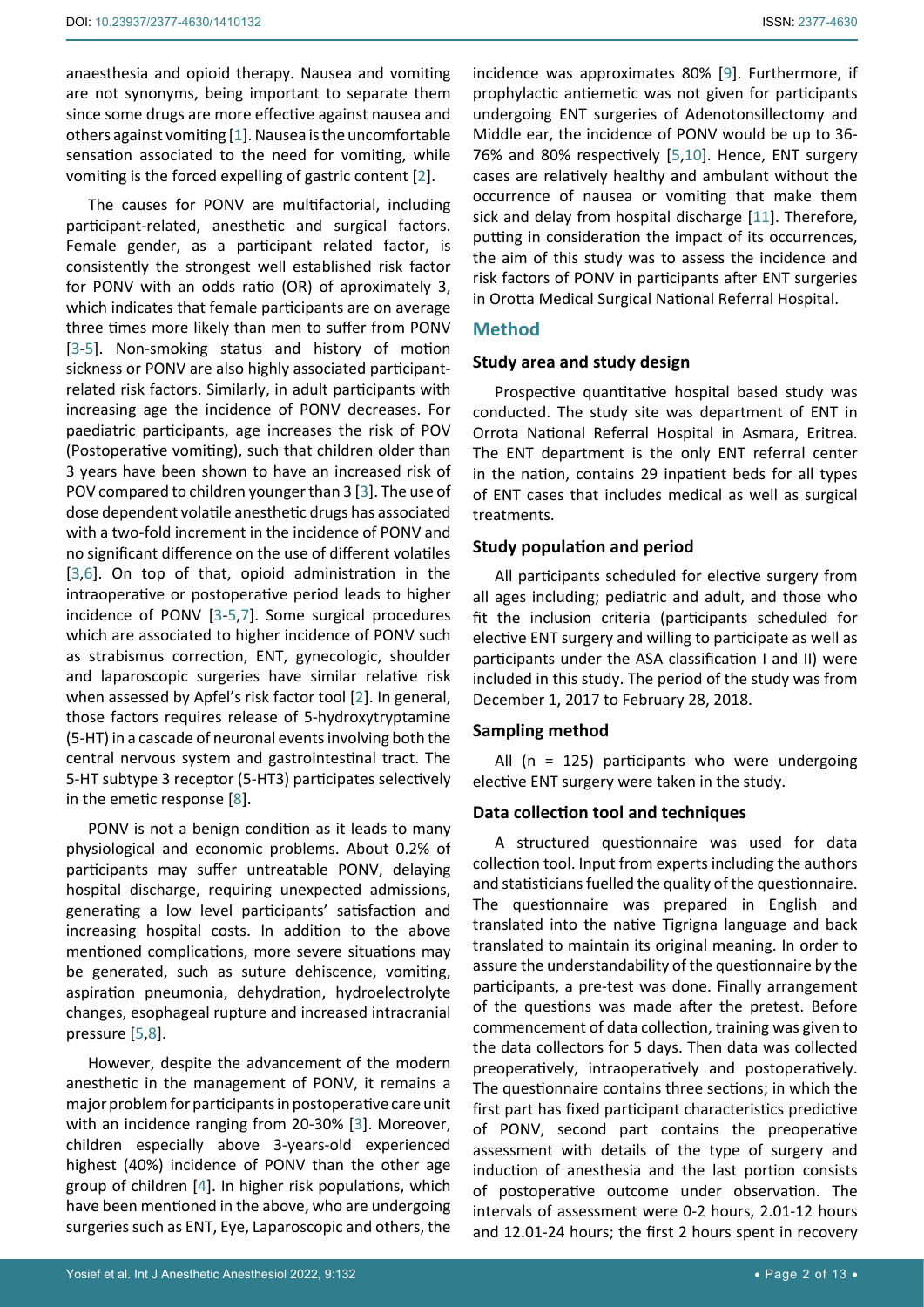anaesthesia and opioid therapy. Nausea and vomiting are not synonyms, being important to separate them since some drugs are more effective against nausea and others against vomiting [1]. Nausea is the uncomfortable sensation associated to the need for vomiting, while vomiting is the forced expelling of gastric content [2].

The causes for PONV are multifactorial, including participant-related, anesthetic and surgical factors. Female gender, as a participant related factor, is consistently the strongest well established risk factor for PONV with an odds ratio (OR) of aproximately 3, which indicates that female participants are on average three times more likely than men to suffer from PONV [3-5]. Non-smoking status and history of motion sickness or PONV are also highly associated participant-related risk factors. Similarly, in adult participants with increasing age the incidence of PONV decreases. For paediatric participants, age increases the risk of POV (Postoperative vomiting), such that children older than 3 years have been shown to have an increased risk of POV compared to children younger than 3 [3]. The use of dose dependent volatile anesthetic drugs has associated with a two-fold increment in the incidence of PONV and no significant difference on the use of different volatiles [3,6]. On top of that, opioid administration in the intraoperative or postoperative period leads to higher incidence of PONV [3-5,7]. Some surgical procedures which are associated to higher incidence of PONV such as strabismus correction, ENT, gynecologic, shoulder and laparoscopic surgeries have similar relative risk when assessed by Apfel's risk factor tool [2]. In general, those factors requires release of 5-hydroxytryptamine (5-HT) in a cascade of neuronal events involving both the central nervous system and gastrointestinal tract. The 5-HT subtype 3 receptor (5-HT3) participates selectively in the emetic response [8].

PONV is not a benign condition as it leads to many physiological and economic problems. About 0.2% of participants may suffer untreatable PONV, delaying hospital discharge, requiring unexpected admissions, generating a low level participants' satisfaction and increasing hospital costs. In addition to the above mentioned complications, more severe situations may be generated, such as suture dehiscence, vomiting, aspiration pneumonia, dehydration, hydroelectrolyte changes, esophageal rupture and increased intracranial pressure [5,8].

However, despite the advancement of the modern anesthetic in the management of PONV, it remains a major problem for participants in postoperative care unit with an incidence ranging from 20-30% [3]. Moreover, children especially above 3-years-old experienced highest (40%) incidence of PONV than the other age group of children [4]. In higher risk populations, which have been mentioned in the above, who are undergoing surgeries such as ENT, Eye, Laparoscopic and others, the incidence was approximates 80% [9]. Furthermore, if prophylactic antiemetic was not given for participants undergoing ENT surgeries of Adenotonsillectomy and Middle ear, the incidence of PONV would be up to 36-76% and 80% respectively [5,10]. Hence, ENT surgery cases are relatively healthy and ambulant without the occurrence of nausea or vomiting that make them sick and delay from hospital discharge [11]. Therefore, putting in consideration the impact of its occurrences, the aim of this study was to assess the incidence and risk factors of PONV in participants after ENT surgeries in Orotta Medical Surgical National Referral Hospital.

## Method

### Study area and study design

Prospective quantitative hospital based study was conducted. The study site was department of ENT in Orrota National Referral Hospital in Asmara, Eritrea. The ENT department is the only ENT referral center in the nation, contains 29 inpatient beds for all types of ENT cases that includes medical as well as surgical treatments.

### Study population and period

All participants scheduled for elective surgery from all ages including; pediatric and adult, and those who fit the inclusion criteria (participants scheduled for elective ENT surgery and willing to participate as well as participants under the ASA classification I and II) were included in this study. The period of the study was from December 1, 2017 to February 28, 2018.

### Sampling method

All (n = 125) participants who were undergoing elective ENT surgery were taken in the study.

### Data collection tool and techniques

A structured questionnaire was used for data collection tool. Input from experts including the authors and statisticians fuelled the quality of the questionnaire. The questionnaire was prepared in English and translated into the native Tigrigna language and back translated to maintain its original meaning. In order to assure the understandability of the questionnaire by the participants, a pre-test was done. Finally arrangement of the questions was made after the pretest. Before commencement of data collection, training was given to the data collectors for 5 days. Then data was collected preoperatively, intraoperatively and postoperatively. The questionnaire contains three sections; in which the first part has fixed participant characteristics predictive of PONV, second part contains the preoperative assessment with details of the type of surgery and induction of anesthesia and the last portion consists of postoperative outcome under observation. The intervals of assessment were 0-2 hours, 2.01-12 hours and 12.01-24 hours; the first 2 hours spent in recovery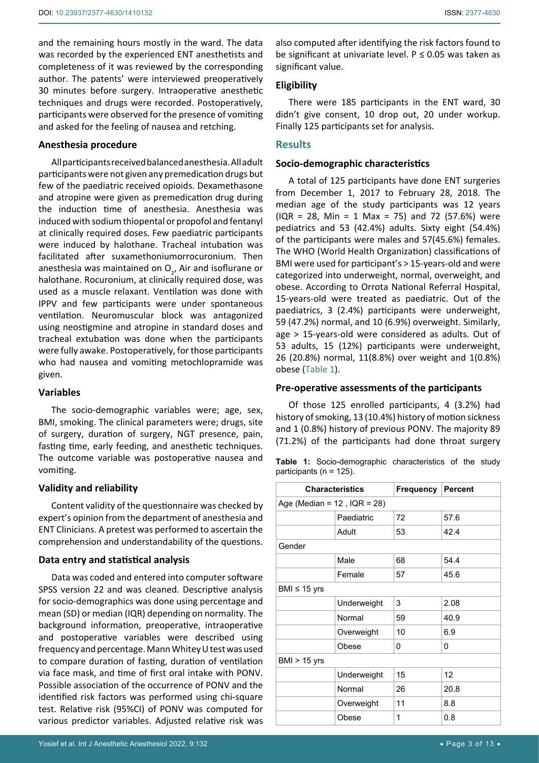and the remaining hours mostly in the ward. The data was recorded by the experienced ENT anesthetists and completeness of it was reviewed by the corresponding author. The patents' were interviewed preoperatively 30 minutes before surgery. Intraoperative anesthetic techniques and drugs were recorded. Postoperatively, participants were observed for the presence of vomiting and asked for the feeling of nausea and retching.

### Anesthesia procedure

All participants received balanced anesthesia. All adult participants were not given any premedication drugs but few of the paediatric received opioids. Dexamethasone and atropine were given as premedication drug during the induction time of anesthesia. Anesthesia was induced with sodium thiopental or propofol and fentanyl at clinically required doses. Few paediatric participants were induced by halothane. Tracheal intubation was facilitated after suxamethoniumorrocuronium. Then anesthesia was maintained on $O_2$, Air and isoflurane or halothane. Rocuronium, at clinically required dose, was used as a muscle relaxant. Ventilation was done with IPPV and few participants were under spontaneous ventilation. Neuromuscular block was antagonized using neostigmine and atropine in standard doses and tracheal extubation was done when the participants were fully awake. Postoperatively, for those participants who had nausea and vomiting metochlopramide was given.

### Variables

The socio-demographic variables were; age, sex, BMI, smoking. The clinical parameters were; drugs, site of surgery, duration of surgery, NGT presence, pain, fasting time, early feeding, and anesthetic techniques. The outcome variable was postoperative nausea and vomiting.

### Validity and reliability

Content validity of the questionnaire was checked by expert's opinion from the department of anesthesia and ENT Clinicians. A pretest was performed to ascertain the comprehension and understandability of the questions.

### Data entry and statistical analysis

Data was coded and entered into computer software SPSS version 22 and was cleaned. Descriptive analysis for socio-demographics was done using percentage and mean (SD) or median (IQR) depending on normality. The background information, preoperative, intraoperative and postoperative variables were described using frequency and percentage. Mann Whitey U test was used to compare duration of fasting, duration of ventilation via face mask, and time of first oral intake with PONV. Possible association of the occurrence of PONV and the identified risk factors was performed using chi-square test. Relative risk (95%CI) of PONV was computed for various predictor variables. Adjusted relative risk was also computed after identifying the risk factors found to be significant at univariate level. $P \leq 0.05$ was taken as significant value.

### Eligibility

There were 185 participants in the ENT ward, 30 didn't give consent, 10 drop out, 20 under workup. Finally 125 participants set for analysis.

## Results

### Socio-demographic characteristics

A total of 125 participants have done ENT surgeries from December 1, 2017 to February 28, 2018. The median age of the study participants was 12 years (IQR = 28, Min = 1 Max = 75) and 72 (57.6%) were pediatrics and 53 (42.4%) adults. Sixty eight (54.4%) of the participants were males and 57(45.6%) females. The WHO (World Health Organization) classifications of BMI were used for participant's > 15-years-old and were categorized into underweight, normal, overweight, and obese. According to Orrota National Referral Hospital, 15-years-old were treated as paediatric. Out of the paediatrics, 3 (2.4%) participants were underweight, 59 (47.2%) normal, and 10 (6.9%) overweight. Similarly, age > 15-years-old were considered as adults. Out of 53 adults, 15 (12%) participants were underweight, 26 (20.8%) normal, 11(8.8%) over weight and 1(0.8%) obese (Table 1).

### Pre-operative assessments of the participants

Of those 125 enrolled participants, 4 (3.2%) had history of smoking, 13 (10.4%) history of motion sickness and 1 (0.8%) history of previous PONV. The majority 89 (71.2%) of the participants had done throat surgery

**Table 1:** Socio-demographic characteristics of the study participants (n = 125).

| Characteristics | | Frequency | Percent |
|---|---|---|---|
| Age (Median = 12 , IQR = 28) | | | |
| | Paediatric | 72 | 57.6 |
| | Adult | 53 | 42.4 |
| Gender | | | |
| | Male | 68 | 54.4 |
| | Female | 57 | 45.6 |
| BMI ≤ 15 yrs | | | |
| | Underweight | 3 | 2.08 |
| | Normal | 59 | 40.9 |
| | Overweight | 10 | 6.9 |
| | Obese | 0 | 0 |
| BMI > 15 yrs | | | |
| | Underweight | 15 | 12 |
| | Normal | 26 | 20.8 |
| | Overweight | 11 | 8.8 |
| | Obese | 1 | 0.8 |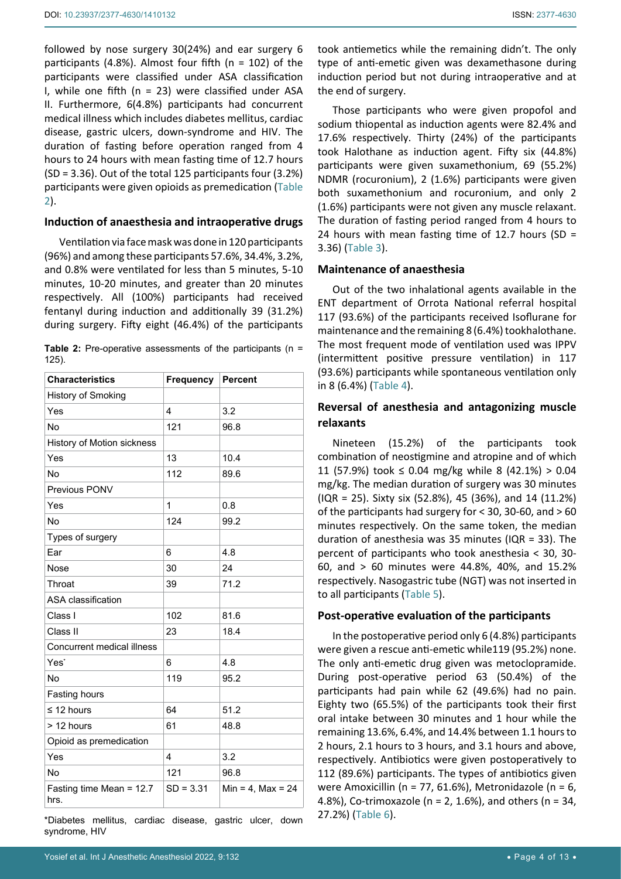followed by nose surgery 30(24%) and ear surgery 6 participants (4.8%). Almost four fifth (n = 102) of the participants were classified under ASA classification I, while one fifth (n = 23) were classified under ASA II. Furthermore, 6(4.8%) participants had concurrent medical illness which includes diabetes mellitus, cardiac disease, gastric ulcers, down-syndrome and HIV. The duration of fasting before operation ranged from 4 hours to 24 hours with mean fasting time of 12.7 hours (SD = 3.36). Out of the total 125 participants four (3.2%) participants were given opioids as premedication (Table 2).

### Induction of anaesthesia and intraoperative drugs

Ventilation via face mask was done in 120 participants (96%) and among these participants 57.6%, 34.4%, 3.2%, and 0.8% were ventilated for less than 5 minutes, 5-10 minutes, 10-20 minutes, and greater than 20 minutes respectively. All (100%) participants had received fentanyl during induction and additionally 39 (31.2%) during surgery. Fifty eight (46.4%) of the participants took antiemetics while the remaining didn't. The only type of anti-emetic given was dexamethasone during induction period but not during intraoperative and at the end of surgery.

**Table 2:** Pre-operative assessments of the participants (n = 125).

| Characteristics | Frequency | Percent |
|---|---|---|
| History of Smoking | | |
| Yes | 4 | 3.2 |
| No | 121 | 96.8 |
| History of Motion sickness | | |
| Yes | 13 | 10.4 |
| No | 112 | 89.6 |
| Previous PONV | | |
| Yes | 1 | 0.8 |
| No | 124 | 99.2 |
| Types of surgery | | |
| Ear | 6 | 4.8 |
| Nose | 30 | 24 |
| Throat | 39 | 71.2 |
| ASA classification | | |
| Class I | 102 | 81.6 |
| Class II | 23 | 18.4 |
| Concurrent medical illness | | |
| Yes* | 6 | 4.8 |
| No | 119 | 95.2 |
| Fasting hours | | |
| ≤ 12 hours | 64 | 51.2 |
| > 12 hours | 61 | 48.8 |
| Opioid as premedication | | |
| Yes | 4 | 3.2 |
| No | 121 | 96.8 |
| Fasting time Mean = 12.7 hrs. | SD = 3.31 | Min = 4, Max = 24 |

*Diabetes mellitus, cardiac disease, gastric ulcer, down syndrome, HIV

Those participants who were given propofol and sodium thiopental as induction agents were 82.4% and 17.6% respectively. Thirty (24%) of the participants took Halothane as induction agent. Fifty six (44.8%) participants were given suxamethonium, 69 (55.2%) NDMR (rocuronium), 2 (1.6%) participants were given both suxamethonium and rocuronium, and only 2 (1.6%) participants were not given any muscle relaxant. The duration of fasting period ranged from 4 hours to 24 hours with mean fasting time of 12.7 hours (SD = 3.36) (Table 3).

### Maintenance of anaesthesia

Out of the two inhalational agents available in the ENT department of Orrota National referral hospital 117 (93.6%) of the participants received Isoflurane for maintenance and the remaining 8 (6.4%) tookhalothane. The most frequent mode of ventilation used was IPPV (intermittent positive pressure ventilation) in 117 (93.6%) participants while spontaneous ventilation only in 8 (6.4%) (Table 4).

### Reversal of anesthesia and antagonizing muscle relaxants

Nineteen (15.2%) of the participants took combination of neostigmine and atropine and of which 11 (57.9%) took ≤ 0.04 mg/kg while 8 (42.1%) > 0.04 mg/kg. The median duration of surgery was 30 minutes (IQR = 25). Sixty six (52.8%), 45 (36%), and 14 (11.2%) of the participants had surgery for < 30, 30-60, and > 60 minutes respectively. On the same token, the median duration of anesthesia was 35 minutes (IQR = 33). The percent of participants who took anesthesia < 30, 30-60, and > 60 minutes were 44.8%, 40%, and 15.2% respectively. Nasogastric tube (NGT) was not inserted in to all participants (Table 5).

### Post-operative evaluation of the participants

In the postoperative period only 6 (4.8%) participants were given a rescue anti-emetic while119 (95.2%) none. The only anti-emetic drug given was metoclopramide. During post-operative period 63 (50.4%) of the participants had pain while 62 (49.6%) had no pain. Eighty two (65.5%) of the participants took their first oral intake between 30 minutes and 1 hour while the remaining 13.6%, 6.4%, and 14.4% between 1.1 hours to 2 hours, 2.1 hours to 3 hours, and 3.1 hours and above, respectively. Antibiotics were given postoperatively to 112 (89.6%) participants. The types of antibiotics given were Amoxicillin (n = 77, 61.6%), Metronidazole (n = 6, 4.8%), Co-trimoxazole (n = 2, 1.6%), and others (n = 34, 27.2%) (Table 6).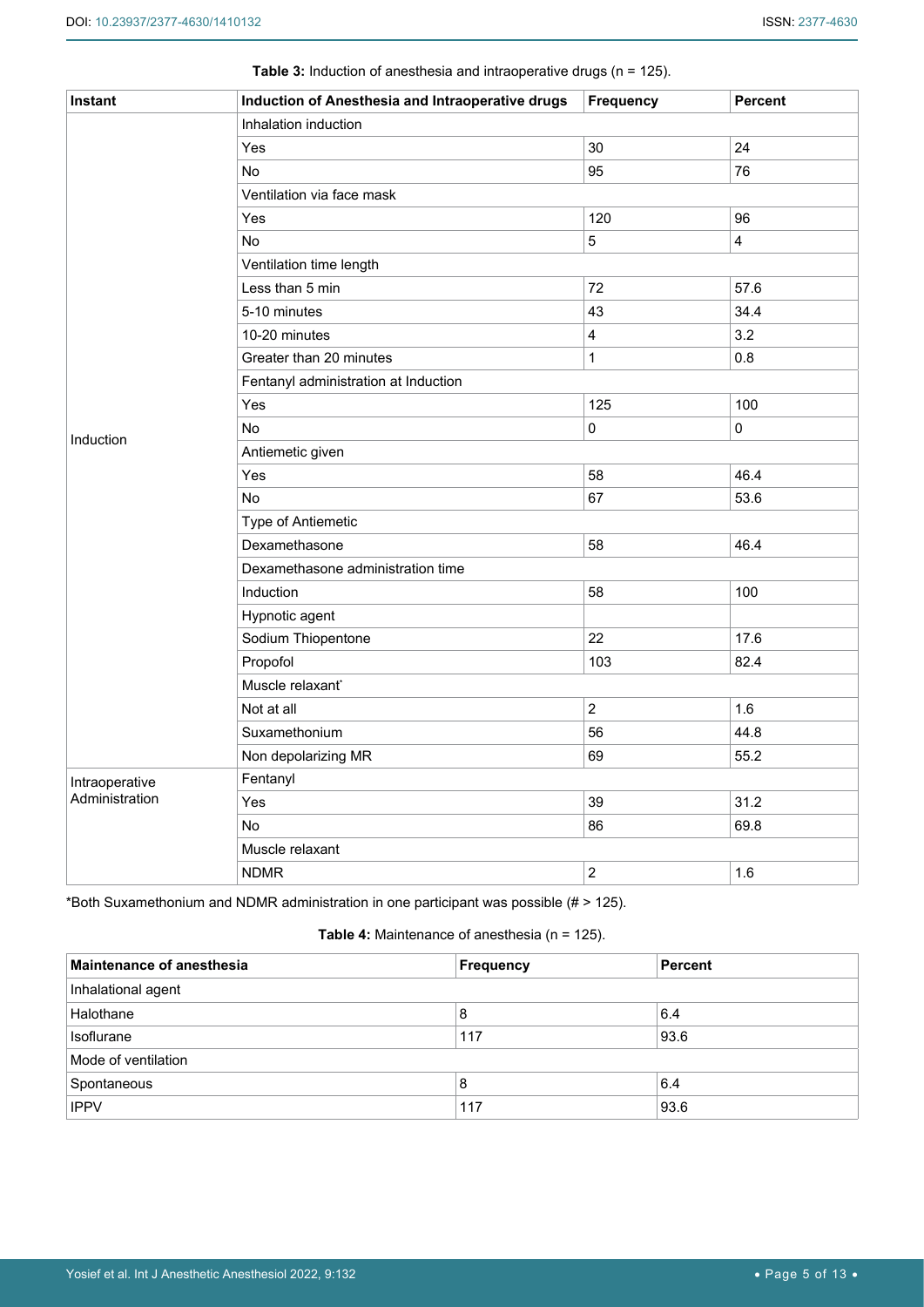**Table 3:** Induction of anesthesia and intraoperative drugs (n = 125).

| Instant | Induction of Anesthesia and Intraoperative drugs | Frequency | Percent |
|---|---|---|---|
| Induction | Inhalation induction | | |
| | Yes | 30 | 24 |
| | No | 95 | 76 |
| | Ventilation via face mask | | |
| | Yes | 120 | 96 |
| | No | 5 | 4 |
| | Ventilation time length | | |
| | Less than 5 min | 72 | 57.6 |
| | 5-10 minutes | 43 | 34.4 |
| | 10-20 minutes | 4 | 3.2 |
| | Greater than 20 minutes | 1 | 0.8 |
| | Fentanyl administration at Induction | | |
| | Yes | 125 | 100 |
| | No | 0 | 0 |
| | Antiemetic given | | |
| | Yes | 58 | 46.4 |
| | No | 67 | 53.6 |
| | Type of Antiemetic | | |
| | Dexamethasone | 58 | 46.4 |
| | Dexamethasone administration time | | |
| | Induction | 58 | 100 |
| | Hypnotic agent | | |
| | Sodium Thiopentone | 22 | 17.6 |
| | Propofol | 103 | 82.4 |
| | Muscle relaxant* | | |
| | Not at all | 2 | 1.6 |
| | Suxamethonium | 56 | 44.8 |
| | Non depolarizing MR | 69 | 55.2 |
| Intraoperative Administration | Fentanyl | | |
| | Yes | 39 | 31.2 |
| | No | 86 | 69.8 |
| | Muscle relaxant | | |
| | NDMR | 2 | 1.6 |

*Both Suxamethonium and NDMR administration in one participant was possible (# > 125).

**Table 4:** Maintenance of anesthesia (n = 125).

| Maintenance of anesthesia | Frequency | Percent |
|---|---|---|
| Inhalational agent | | |
| Halothane | 8 | 6.4 |
| Isoflurane | 117 | 93.6 |
| Mode of ventilation | | |
| Spontaneous | 8 | 6.4 |
| IPPV | 117 | 93.6 |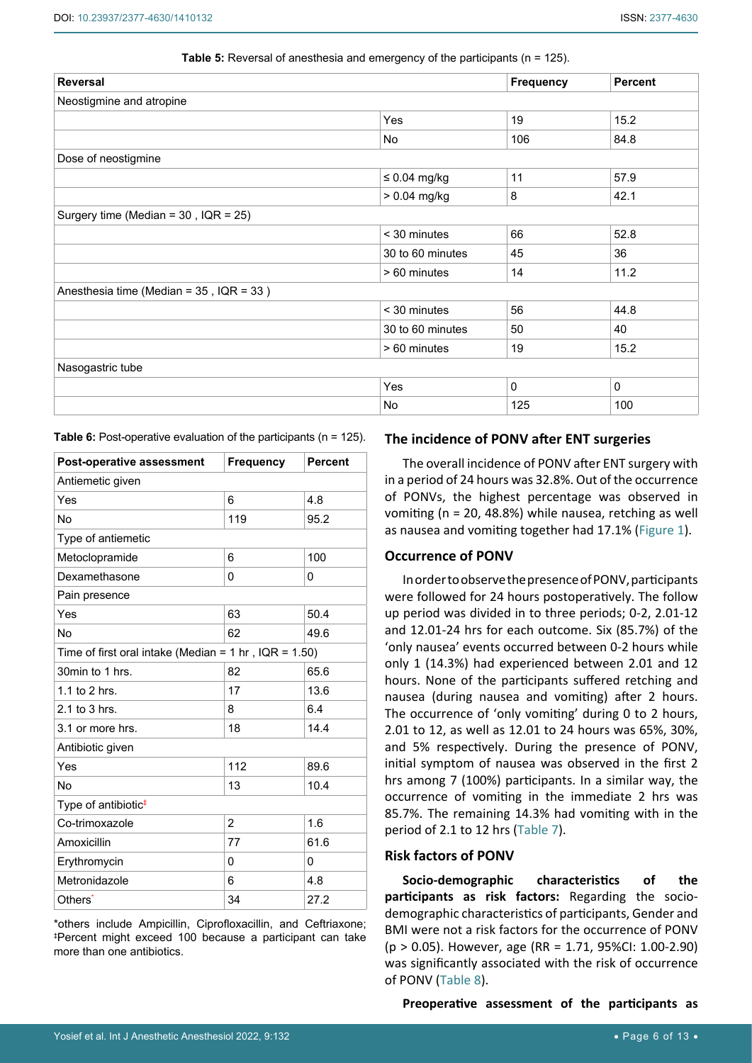**Table 5:** Reversal of anesthesia and emergency of the participants (n = 125).

| Reversal | | Frequency | Percent |
|---|---|---|---|
| Neostigmine and atropine | | | |
| | Yes | 19 | 15.2 |
| | No | 106 | 84.8 |
| Dose of neostigmine | | | |
| | ≤ 0.04 mg/kg | 11 | 57.9 |
| | > 0.04 mg/kg | 8 | 42.1 |
| Surgery time (Median = 30 , IQR = 25) | | | |
| | < 30 minutes | 66 | 52.8 |
| | 30 to 60 minutes | 45 | 36 |
| | > 60 minutes | 14 | 11.2 |
| Anesthesia time (Median = 35 , IQR = 33 ) | | | |
| | < 30 minutes | 56 | 44.8 |
| | 30 to 60 minutes | 50 | 40 |
| | > 60 minutes | 19 | 15.2 |
| Nasogastric tube | | | |
| | Yes | 0 | 0 |
| | No | 125 | 100 |

**Table 6:** Post-operative evaluation of the participants (n = 125).

| Post-operative assessment | Frequency | Percent |
|---|---|---|
| Antiemetic given | | |
| Yes | 6 | 4.8 |
| No | 119 | 95.2 |
| Type of antiemetic | | |
| Metoclopramide | 6 | 100 |
| Dexamethasone | 0 | 0 |
| Pain presence | | |
| Yes | 63 | 50.4 |
| No | 62 | 49.6 |
| Time of first oral intake (Median = 1 hr , IQR = 1.50) | | |
| 30min to 1 hrs. | 82 | 65.6 |
| 1.1 to 2 hrs. | 17 | 13.6 |
| 2.1 to 3 hrs. | 8 | 6.4 |
| 3.1 or more hrs. | 18 | 14.4 |
| Antibiotic given | | |
| Yes | 112 | 89.6 |
| No | 13 | 10.4 |
| Type of antibiotic‡ | | |
| Co-trimoxazole | 2 | 1.6 |
| Amoxicillin | 77 | 61.6 |
| Erythromycin | 0 | 0 |
| Metronidazole | 6 | 4.8 |
| Others* | 34 | 27.2 |

*others include Ampicillin, Ciprofloxacillin, and Ceftriaxone; ‡Percent might exceed 100 because a participant can take more than one antibiotics.

## The incidence of PONV after ENT surgeries

The overall incidence of PONV after ENT surgery with in a period of 24 hours was 32.8%. Out of the occurrence of PONVs, the highest percentage was observed in vomiting (n = 20, 48.8%) while nausea, retching as well as nausea and vomiting together had 17.1% (Figure 1).

## Occurrence of PONV

In order to observe the presence of PONV, participants were followed for 24 hours postoperatively. The follow up period was divided in to three periods; 0-2, 2.01-12 and 12.01-24 hrs for each outcome. Six (85.7%) of the 'only nausea' events occurred between 0-2 hours while only 1 (14.3%) had experienced between 2.01 and 12 hours. None of the participants suffered retching and nausea (during nausea and vomiting) after 2 hours. The occurrence of 'only vomiting' during 0 to 2 hours, 2.01 to 12, as well as 12.01 to 24 hours was 65%, 30%, and 5% respectively. During the presence of PONV, initial symptom of nausea was observed in the first 2 hrs among 7 (100%) participants. In a similar way, the occurrence of vomiting in the immediate 2 hrs was 85.7%. The remaining 14.3% had vomiting with in the period of 2.1 to 12 hrs (Table 7).

## Risk factors of PONV

**Socio-demographic characteristics of the participants as risk factors:** Regarding the socio-demographic characteristics of participants, Gender and BMI were not a risk factors for the occurrence of PONV ($p > 0.05$). However, age (RR = 1.71, 95%CI: 1.00-2.90) was significantly associated with the risk of occurrence of PONV (Table 8).

**Preoperative assessment of the participants as**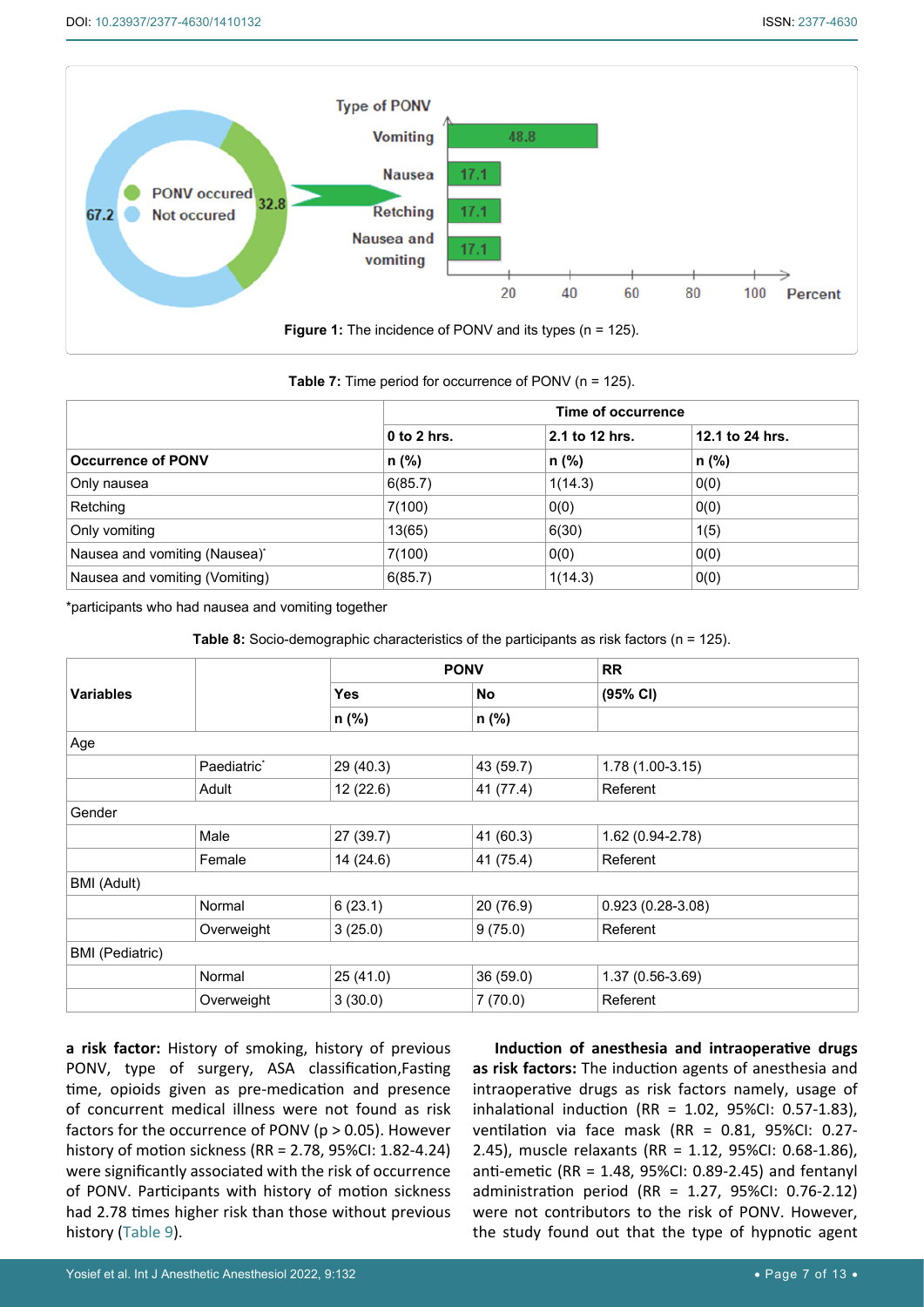Figure 1: The incidence of PONV and its types (n = 125).

**Table 7:** Time period for occurrence of PONV (n = 125).

| | Time of occurrence | | |
|---|---|---|---|
| | 0 to 2 hrs. | 2.1 to 12 hrs. | 12.1 to 24 hrs. |
| **Occurrence of PONV** | n (%) | n (%) | n (%) |
| Only nausea | 6(85.7) | 1(14.3) | 0(0) |
| Retching | 7(100) | 0(0) | 0(0) |
| Only vomiting | 13(65) | 6(30) | 1(5) |
| Nausea and vomiting (Nausea)* | 7(100) | 0(0) | 0(0) |
| Nausea and vomiting (Vomiting) | 6(85.7) | 1(14.3) | 0(0) |

*participants who had nausea and vomiting together

**Table 8:** Socio-demographic characteristics of the participants as risk factors (n = 125).

| Variables | | PONV | | RR |
|---|---|---|---|---|
| | | Yes | No | (95% CI) |
| | | n (%) | n (%) | |
| Age | | | | |
| | Paediatric* | 29 (40.3) | 43 (59.7) | 1.78 (1.00-3.15) |
| | Adult | 12 (22.6) | 41 (77.4) | Referent |
| Gender | | | | |
| | Male | 27 (39.7) | 41 (60.3) | 1.62 (0.94-2.78) |
| | Female | 14 (24.6) | 41 (75.4) | Referent |
| BMI (Adult) | | | | |
| | Normal | 6 (23.1) | 20 (76.9) | 0.923 (0.28-3.08) |
| | Overweight | 3 (25.0) | 9 (75.0) | Referent |
| BMI (Pediatric) | | | | |
| | Normal | 25 (41.0) | 36 (59.0) | 1.37 (0.56-3.69) |
| | Overweight | 3 (30.0) | 7 (70.0) | Referent |

**a risk factor:** History of smoking, history of previous PONV, type of surgery, ASA classification,Fasting time, opioids given as pre-medication and presence of concurrent medical illness were not found as risk factors for the occurrence of PONV (p > 0.05). However history of motion sickness (RR = 2.78, 95%CI: 1.82-4.24) were significantly associated with the risk of occurrence of PONV. Participants with history of motion sickness had 2.78 times higher risk than those without previous history (Table 9).

**Induction of anesthesia and intraoperative drugs as risk factors:** The induction agents of anesthesia and intraoperative drugs as risk factors namely, usage of inhalational induction (RR = 1.02, 95%CI: 0.57-1.83), ventilation via face mask (RR = 0.81, 95%CI: 0.27-2.45), muscle relaxants (RR = 1.12, 95%CI: 0.68-1.86), anti-emetic (RR = 1.48, 95%CI: 0.89-2.45) and fentanyl administration period (RR = 1.27, 95%CI: 0.76-2.12) were not contributors to the risk of PONV. However, the study found out that the type of hypnotic agent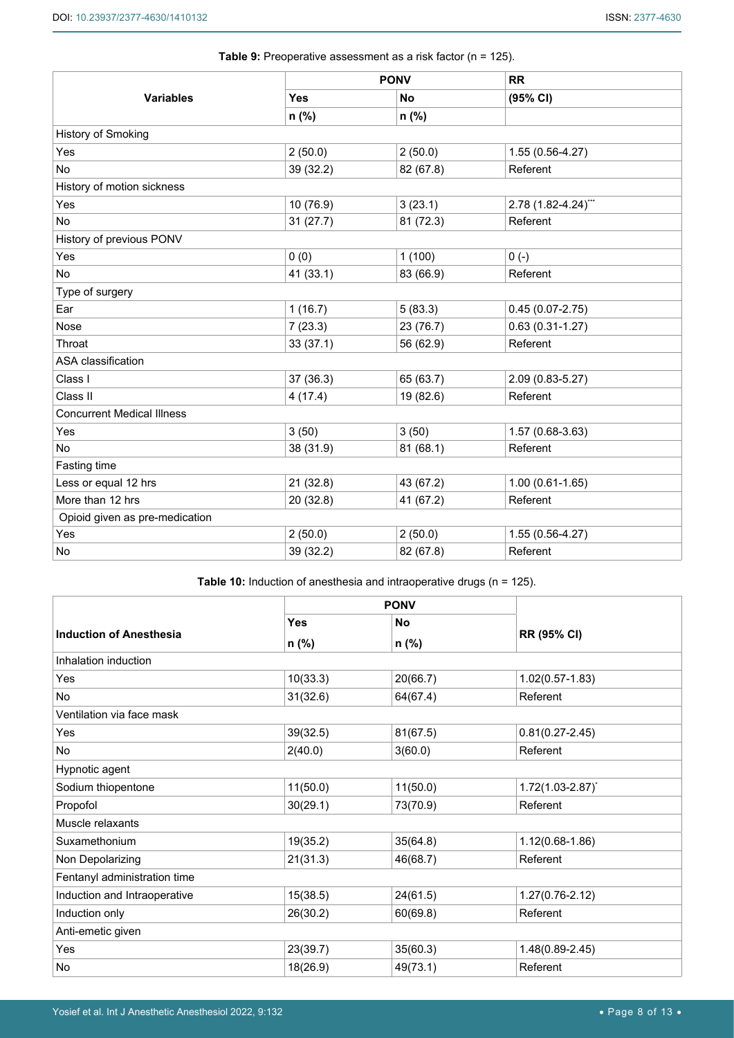**Table 9:** Preoperative assessment as a risk factor (n = 125).

| Variables | PONV | | RR |
|---|---|---|---|
| | Yes | No | (95% CI) |
| | n (%) | n (%) | |
| History of Smoking | | | |
| Yes | 2 (50.0) | 2 (50.0) | 1.55 (0.56-4.27) |
| No | 39 (32.2) | 82 (67.8) | Referent |
| History of motion sickness | | | |
| Yes | 10 (76.9) | 3 (23.1) | 2.78 (1.82-4.24)*** |
| No | 31 (27.7) | 81 (72.3) | Referent |
| History of previous PONV | | | |
| Yes | 0 (0) | 1 (100) | 0 (-) |
| No | 41 (33.1) | 83 (66.9) | Referent |
| Type of surgery | | | |
| Ear | 1 (16.7) | 5 (83.3) | 0.45 (0.07-2.75) |
| Nose | 7 (23.3) | 23 (76.7) | 0.63 (0.31-1.27) |
| Throat | 33 (37.1) | 56 (62.9) | Referent |
| ASA classification | | | |
| Class I | 37 (36.3) | 65 (63.7) | 2.09 (0.83-5.27) |
| Class II | 4 (17.4) | 19 (82.6) | Referent |
| Concurrent Medical Illness | | | |
| Yes | 3 (50) | 3 (50) | 1.57 (0.68-3.63) |
| No | 38 (31.9) | 81 (68.1) | Referent |
| Fasting time | | | |
| Less or equal 12 hrs | 21 (32.8) | 43 (67.2) | 1.00 (0.61-1.65) |
| More than 12 hrs | 20 (32.8) | 41 (67.2) | Referent |
| Opioid given as pre-medication | | | |
| Yes | 2 (50.0) | 2 (50.0) | 1.55 (0.56-4.27) |
| No | 39 (32.2) | 82 (67.8) | Referent |

**Table 10:** Induction of anesthesia and intraoperative drugs (n = 125).

| Induction of Anesthesia | PONV | | RR (95% CI) |
|---|---|---|---|
| | Yes | No | |
| | n (%) | n (%) | |
| Inhalation induction | | | |
| Yes | 10(33.3) | 20(66.7) | 1.02(0.57-1.83) |
| No | 31(32.6) | 64(67.4) | Referent |
| Ventilation via face mask | | | |
| Yes | 39(32.5) | 81(67.5) | 0.81(0.27-2.45) |
| No | 2(40.0) | 3(60.0) | Referent |
| Hypnotic agent | | | |
| Sodium thiopentone | 11(50.0) | 11(50.0) | 1.72(1.03-2.87)* |
| Propofol | 30(29.1) | 73(70.9) | Referent |
| Muscle relaxants | | | |
| Suxamethonium | 19(35.2) | 35(64.8) | 1.12(0.68-1.86) |
| Non Depolarizing | 21(31.3) | 46(68.7) | Referent |
| Fentanyl administration time | | | |
| Induction and Intraoperative | 15(38.5) | 24(61.5) | 1.27(0.76-2.12) |
| Induction only | 26(30.2) | 60(69.8) | Referent |
| Anti-emetic given | | | |
| Yes | 23(39.7) | 35(60.3) | 1.48(0.89-2.45) |
| No | 18(26.9) | 49(73.1) | Referent |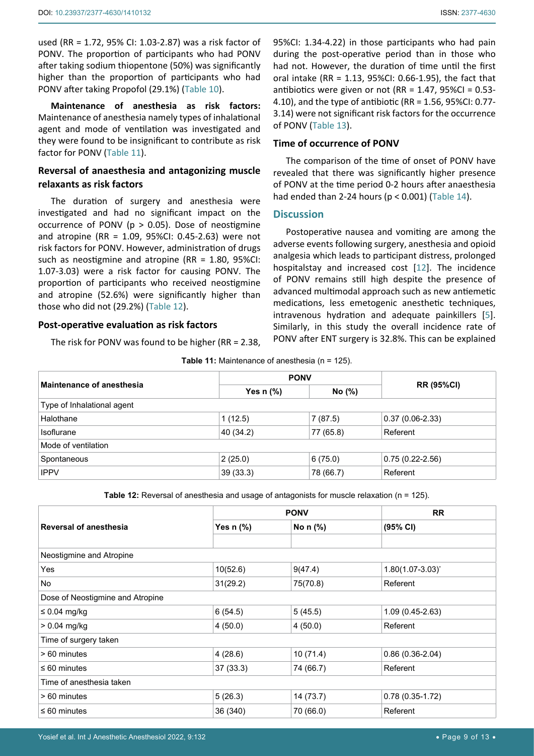used (RR = 1.72, 95% CI: 1.03-2.87) was a risk factor of PONV. The proportion of participants who had PONV after taking sodium thiopentone (50%) was significantly higher than the proportion of participants who had PONV after taking Propofol (29.1%) (Table 10).

**Maintenance of anesthesia as risk factors:** Maintenance of anesthesia namely types of inhalational agent and mode of ventilation was investigated and they were found to be insignificant to contribute as risk factor for PONV (Table 11).

### Reversal of anaesthesia and antagonizing muscle relaxants as risk factors

The duration of surgery and anesthesia were investigated and had no significant impact on the occurrence of PONV ($p > 0.05$). Dose of neostigmine and atropine (RR = 1.09, 95%CI: 0.45-2.63) were not risk factors for PONV. However, administration of drugs such as neostigmine and atropine (RR = 1.80, 95%CI: 1.07-3.03) were a risk factor for causing PONV. The proportion of participants who received neostigmine and atropine (52.6%) were significantly higher than those who did not (29.2%) (Table 12).

### Post-operative evaluation as risk factors

The risk for PONV was found to be higher (RR = 2.38, 95%CI: 1.34-4.22) in those participants who had pain during the post-operative period than in those who had not. However, the duration of time until the first oral intake (RR = 1.13, 95%CI: 0.66-1.95), the fact that antibiotics were given or not (RR = 1.47, 95%CI = 0.53-4.10), and the type of antibiotic (RR = 1.56, 95%CI: 0.77-3.14) were not significant risk factors for the occurrence of PONV (Table 13).

### Time of occurrence of PONV

The comparison of the time of onset of PONV have revealed that there was significantly higher presence of PONV at the time period 0-2 hours after anaesthesia had ended than 2-24 hours ($p < 0.001$) (Table 14).

## Discussion

Postoperative nausea and vomiting are among the adverse events following surgery, anesthesia and opioid analgesia which leads to participant distress, prolonged hospitalstay and increased cost [12]. The incidence of PONV remains still high despite the presence of advanced multimodal approach such as new antiemetic medications, less emetogenic anesthetic techniques, intravenous hydration and adequate painkillers [5]. Similarly, in this study the overall incidence rate of PONV after ENT surgery is 32.8%. This can be explained

**Table 11:** Maintenance of anesthesia (n = 125).

| Maintenance of anesthesia | PONV | | RR (95%CI) |
|---|---|---|---|
| | Yes n (%) | No (%) | |
| Type of Inhalational agent | | | |
| Halothane | 1 (12.5) | 7 (87.5) | 0.37 (0.06-2.33) |
| Isoflurane | 40 (34.2) | 77 (65.8) | Referent |
| Mode of ventilation | | | |
| Spontaneous | 2 (25.0) | 6 (75.0) | 0.75 (0.22-2.56) |
| IPPV | 39 (33.3) | 78 (66.7) | Referent |

**Table 12:** Reversal of anesthesia and usage of antagonists for muscle relaxation (n = 125).

| Reversal of anesthesia | PONV | | RR |
|---|---|---|---|
| | Yes n (%) | No n (%) | (95% CI) |
| Neostigmine and Atropine | | | |
| Yes | 10(52.6) | 9(47.4) | 1.80(1.07-3.03)* |
| No | 31(29.2) | 75(70.8) | Referent |
| Dose of Neostigmine and Atropine | | | |
| ≤ 0.04 mg/kg | 6 (54.5) | 5 (45.5) | 1.09 (0.45-2.63) |
| > 0.04 mg/kg | 4 (50.0) | 4 (50.0) | Referent |
| Time of surgery taken | | | |
| > 60 minutes | 4 (28.6) | 10 (71.4) | 0.86 (0.36-2.04) |
| ≤ 60 minutes | 37 (33.3) | 74 (66.7) | Referent |
| Time of anesthesia taken | | | |
| > 60 minutes | 5 (26.3) | 14 (73.7) | 0.78 (0.35-1.72) |
| ≤ 60 minutes | 36 (340) | 70 (66.0) | Referent |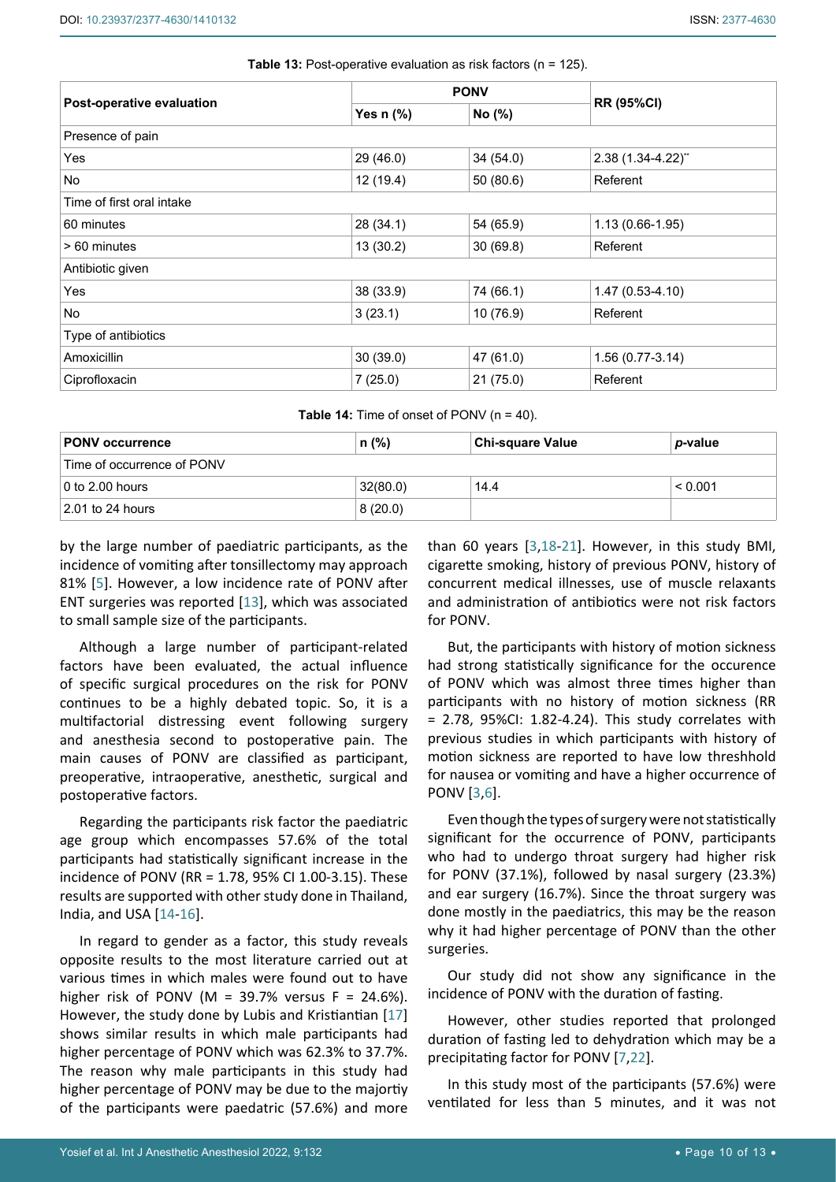**Table 13:** Post-operative evaluation as risk factors (n = 125).

| Post-operative evaluation | PONV | | RR (95%CI) |
|---|---|---|---|
| | Yes n (%) | No (%) | |
| Presence of pain | | | |
| Yes | 29 (46.0) | 34 (54.0) | 2.38 (1.34-4.22)** |
| No | 12 (19.4) | 50 (80.6) | Referent |
| Time of first oral intake | | | |
| 60 minutes | 28 (34.1) | 54 (65.9) | 1.13 (0.66-1.95) |
| > 60 minutes | 13 (30.2) | 30 (69.8) | Referent |
| Antibiotic given | | | |
| Yes | 38 (33.9) | 74 (66.1) | 1.47 (0.53-4.10) |
| No | 3 (23.1) | 10 (76.9) | Referent |
| Type of antibiotics | | | |
| Amoxicillin | 30 (39.0) | 47 (61.0) | 1.56 (0.77-3.14) |
| Ciprofloxacin | 7 (25.0) | 21 (75.0) | Referent |

**Table 14:** Time of onset of PONV (n = 40).

| PONV occurrence | n (%) | Chi-square Value | *p*-value |
|---|---|---|---|
| Time of occurrence of PONV | | | |
| 0 to 2.00 hours | 32(80.0) | 14.4 | < 0.001 |
| 2.01 to 24 hours | 8 (20.0) | | |

by the large number of paediatric participants, as the incidence of vomiting after tonsillectomy may approach 81% [5]. However, a low incidence rate of PONV after ENT surgeries was reported [13], which was associated to small sample size of the participants.

Although a large number of participant-related factors have been evaluated, the actual influence of specific surgical procedures on the risk for PONV continues to be a highly debated topic. So, it is a multifactorial distressing event following surgery and anesthesia second to postoperative pain. The main causes of PONV are classified as participant, preoperative, intraoperative, anesthetic, surgical and postoperative factors.

Regarding the participants risk factor the paediatric age group which encompasses 57.6% of the total participants had statistically significant increase in the incidence of PONV (RR = 1.78, 95% CI 1.00-3.15). These results are supported with other study done in Thailand, India, and USA [14-16].

In regard to gender as a factor, this study reveals opposite results to the most literature carried out at various times in which males were found out to have higher risk of PONV (M = 39.7% versus F = 24.6%). However, the study done by Lubis and Kristiantian [17] shows similar results in which male participants had higher percentage of PONV which was 62.3% to 37.7%. The reason why male participants in this study had higher percentage of PONV may be due to the majortiy of the participants were paedatric (57.6%) and more than 60 years [3,18-21]. However, in this study BMI, cigarette smoking, history of previous PONV, history of concurrent medical illnesses, use of muscle relaxants and administration of antibiotics were not risk factors for PONV.

But, the participants with history of motion sickness had strong statistically significance for the occurence of PONV which was almost three times higher than participants with no history of motion sickness (RR = 2.78, 95%CI: 1.82-4.24). This study correlates with previous studies in which participants with history of motion sickness are reported to have low threshhold for nausea or vomiting and have a higher occurrence of PONV [3,6].

Even though the types of surgery were not statistically significant for the occurrence of PONV, participants who had to undergo throat surgery had higher risk for PONV (37.1%), followed by nasal surgery (23.3%) and ear surgery (16.7%). Since the throat surgery was done mostly in the paediatrics, this may be the reason why it had higher percentage of PONV than the other surgeries.

Our study did not show any significance in the incidence of PONV with the duration of fasting.

However, other studies reported that prolonged duration of fasting led to dehydration which may be a precipitating factor for PONV [7,22].

In this study most of the participants (57.6%) were ventilated for less than 5 minutes, and it was not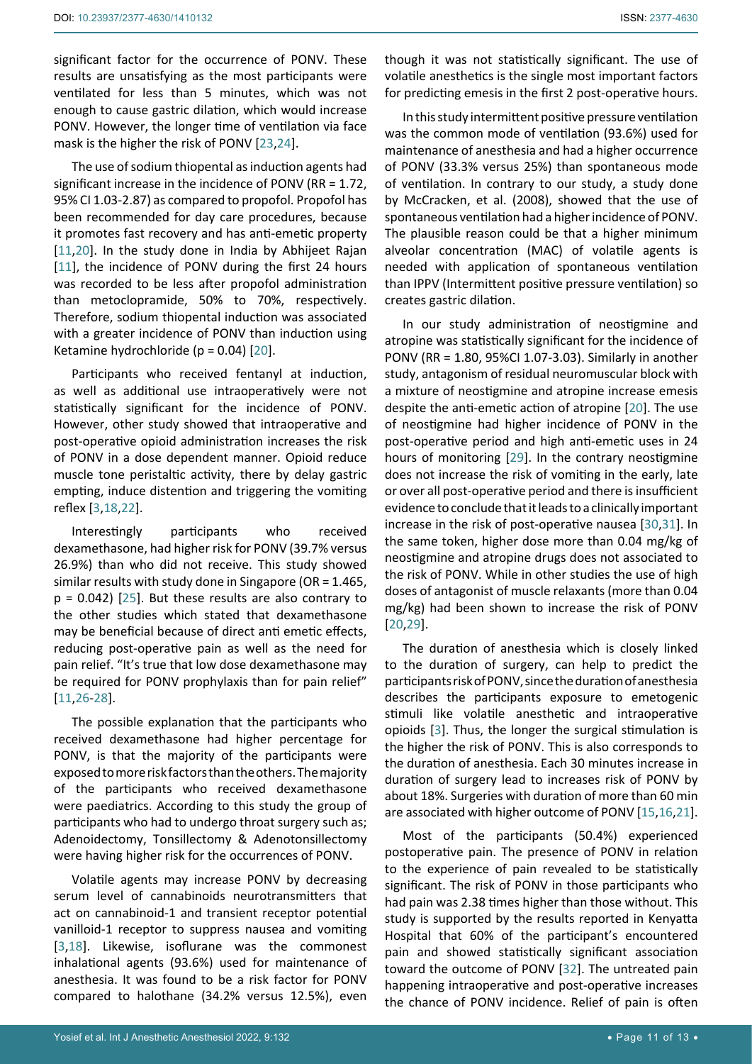significant factor for the occurrence of PONV. These results are unsatisfying as the most participants were ventilated for less than 5 minutes, which was not enough to cause gastric dilation, which would increase PONV. However, the longer time of ventilation via face mask is the higher the risk of PONV [23,24].

The use of sodium thiopental as induction agents had significant increase in the incidence of PONV (RR = 1.72, 95% CI 1.03-2.87) as compared to propofol. Propofol has been recommended for day care procedures, because it promotes fast recovery and has anti-emetic property [11,20]. In the study done in India by Abhijeet Rajan [11], the incidence of PONV during the first 24 hours was recorded to be less after propofol administration than metoclopramide, 50% to 70%, respectively. Therefore, sodium thiopental induction was associated with a greater incidence of PONV than induction using Ketamine hydrochloride (p = 0.04) [20].

Participants who received fentanyl at induction, as well as additional use intraoperatively were not statistically significant for the incidence of PONV. However, other study showed that intraoperative and post-operative opioid administration increases the risk of PONV in a dose dependent manner. Opioid reduce muscle tone peristaltic activity, there by delay gastric empting, induce distention and triggering the vomiting reflex [3,18,22].

Interestingly participants who received dexamethasone, had higher risk for PONV (39.7% versus 26.9%) than who did not receive. This study showed similar results with study done in Singapore (OR = 1.465, p = 0.042) [25]. But these results are also contrary to the other studies which stated that dexamethasone may be beneficial because of direct anti emetic effects, reducing post-operative pain as well as the need for pain relief. "It's true that low dose dexamethasone may be required for PONV prophylaxis than for pain relief" [11,26-28].

The possible explanation that the participants who received dexamethasone had higher percentage for PONV, is that the majority of the participants were exposed to more risk factors than the others. The majority of the participants who received dexamethasone were paediatrics. According to this study the group of participants who had to undergo throat surgery such as; Adenoidectomy, Tonsillectomy & Adenotonsillectomy were having higher risk for the occurrences of PONV.

Volatile agents may increase PONV by decreasing serum level of cannabinoids neurotransmitters that act on cannabinoid-1 and transient receptor potential vanilloid-1 receptor to suppress nausea and vomiting [3,18]. Likewise, isoflurane was the commonest inhalational agents (93.6%) used for maintenance of anesthesia. It was found to be a risk factor for PONV compared to halothane (34.2% versus 12.5%), even though it was not statistically significant. The use of volatile anesthetics is the single most important factors for predicting emesis in the first 2 post-operative hours.

In this study intermittent positive pressure ventilation was the common mode of ventilation (93.6%) used for maintenance of anesthesia and had a higher occurrence of PONV (33.3% versus 25%) than spontaneous mode of ventilation. In contrary to our study, a study done by McCracken, et al. (2008), showed that the use of spontaneous ventilation had a higher incidence of PONV. The plausible reason could be that a higher minimum alveolar concentration (MAC) of volatile agents is needed with application of spontaneous ventilation than IPPV (Intermittent positive pressure ventilation) so creates gastric dilation.

In our study administration of neostigmine and atropine was statistically significant for the incidence of PONV (RR = 1.80, 95%CI 1.07-3.03). Similarly in another study, antagonism of residual neuromuscular block with a mixture of neostigmine and atropine increase emesis despite the anti-emetic action of atropine [20]. The use of neostigmine had higher incidence of PONV in the post-operative period and high anti-emetic uses in 24 hours of monitoring [29]. In the contrary neostigmine does not increase the risk of vomiting in the early, late or over all post-operative period and there is insufficient evidence to conclude that it leads to a clinically important increase in the risk of post-operative nausea [30,31]. In the same token, higher dose more than 0.04 mg/kg of neostigmine and atropine drugs does not associated to the risk of PONV. While in other studies the use of high doses of antagonist of muscle relaxants (more than 0.04 mg/kg) had been shown to increase the risk of PONV [20,29].

The duration of anesthesia which is closely linked to the duration of surgery, can help to predict the participants risk of PONV, since the duration of anesthesia describes the participants exposure to emetogenic stimuli like volatile anesthetic and intraoperative opioids [3]. Thus, the longer the surgical stimulation is the higher the risk of PONV. This is also corresponds to the duration of anesthesia. Each 30 minutes increase in duration of surgery lead to increases risk of PONV by about 18%. Surgeries with duration of more than 60 min are associated with higher outcome of PONV [15,16,21].

Most of the participants (50.4%) experienced postoperative pain. The presence of PONV in relation to the experience of pain revealed to be statistically significant. The risk of PONV in those participants who had pain was 2.38 times higher than those without. This study is supported by the results reported in Kenyatta Hospital that 60% of the participant's encountered pain and showed statistically significant association toward the outcome of PONV [32]. The untreated pain happening intraoperative and post-operative increases the chance of PONV incidence. Relief of pain is often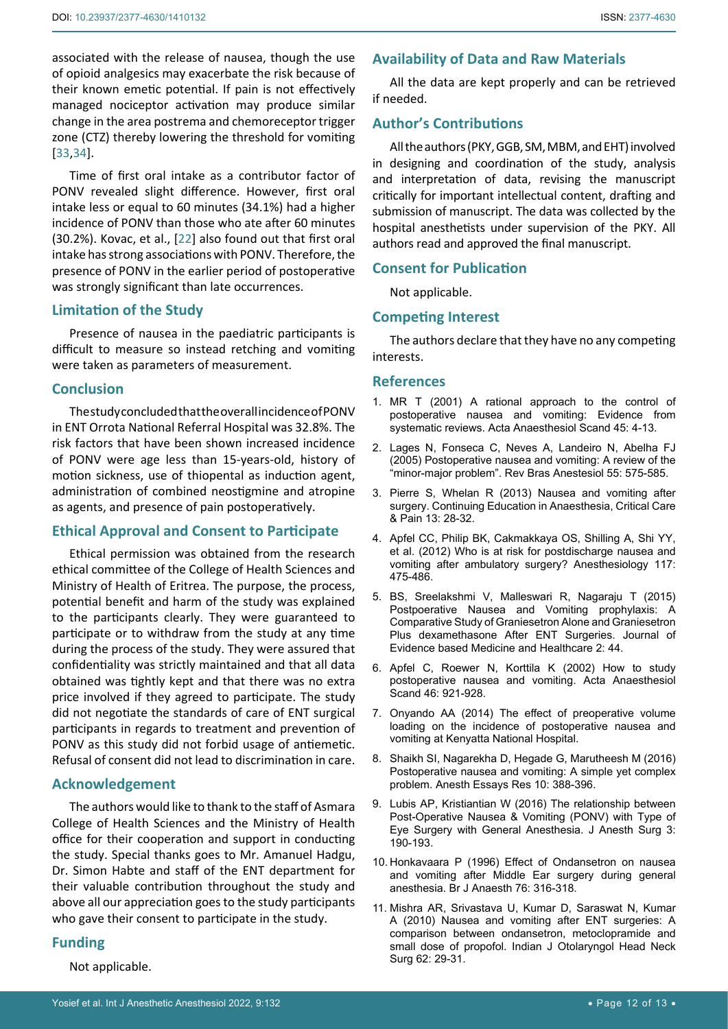associated with the release of nausea, though the use of opioid analgesics may exacerbate the risk because of their known emetic potential. If pain is not effectively managed nociceptor activation may produce similar change in the area postrema and chemoreceptor trigger zone (CTZ) thereby lowering the threshold for vomiting [33,34].

Time of first oral intake as a contributor factor of PONV revealed slight difference. However, first oral intake less or equal to 60 minutes (34.1%) had a higher incidence of PONV than those who ate after 60 minutes (30.2%). Kovac, et al., [22] also found out that first oral intake has strong associations with PONV. Therefore, the presence of PONV in the earlier period of postoperative was strongly significant than late occurrences.

## Limitation of the Study

Presence of nausea in the paediatric participants is difficult to measure so instead retching and vomiting were taken as parameters of measurement.

## Conclusion

The study concluded that the overall incidence of PONV in ENT Orrota National Referral Hospital was 32.8%. The risk factors that have been shown increased incidence of PONV were age less than 15-years-old, history of motion sickness, use of thiopental as induction agent, administration of combined neostigmine and atropine as agents, and presence of pain postoperatively.

## Ethical Approval and Consent to Participate

Ethical permission was obtained from the research ethical committee of the College of Health Sciences and Ministry of Health of Eritrea. The purpose, the process, potential benefit and harm of the study was explained to the participants clearly. They were guaranteed to participate or to withdraw from the study at any time during the process of the study. They were assured that confidentiality was strictly maintained and that all data obtained was tightly kept and that there was no extra price involved if they agreed to participate. The study did not negotiate the standards of care of ENT surgical participants in regards to treatment and prevention of PONV as this study did not forbid usage of antiemetic. Refusal of consent did not lead to discrimination in care.

## Acknowledgement

The authors would like to thank to the staff of Asmara College of Health Sciences and the Ministry of Health office for their cooperation and support in conducting the study. Special thanks goes to Mr. Amanuel Hadgu, Dr. Simon Habte and staff of the ENT department for their valuable contribution throughout the study and above all our appreciation goes to the study participants who gave their consent to participate in the study.

## Funding

Not applicable.

## Availability of Data and Raw Materials

All the data are kept properly and can be retrieved if needed.

## Author's Contributions

All the authors (PKY, GGB, SM, MBM, and EHT) involved in designing and coordination of the study, analysis and interpretation of data, revising the manuscript critically for important intellectual content, drafting and submission of manuscript. The data was collected by the hospital anesthetists under supervision of the PKY. All authors read and approved the final manuscript.

## Consent for Publication

Not applicable.

## Competing Interest

The authors declare that they have no any competing interests.

## References

1. MR T (2001) A rational approach to the control of postoperative nausea and vomiting: Evidence from systematic reviews. Acta Anaesthesiol Scand 45: 4-13.
2. Lages N, Fonseca C, Neves A, Landeiro N, Abelha FJ (2005) Postoperative nausea and vomiting: A review of the "minor-major problem". Rev Bras Anestesiol 55: 575-585.
3. Pierre S, Whelan R (2013) Nausea and vomiting after surgery. Continuing Education in Anaesthesia, Critical Care & Pain 13: 28-32.
4. Apfel CC, Philip BK, Cakmakkaya OS, Shilling A, Shi YY, et al. (2012) Who is at risk for postdischarge nausea and vomiting after ambulatory surgery? Anesthesiology 117: 475-486.
5. BS, Sreelakshmi V, Malleswari R, Nagaraju T (2015) Postpoerative Nausea and Vomiting prophylaxis: A Comparative Study of Graniesetron Alone and Graniesetron Plus dexamethasone After ENT Surgeries. Journal of Evidence based Medicine and Healthcare 2: 44.
6. Apfel C, Roewer N, Korttila K (2002) How to study postoperative nausea and vomiting. Acta Anaesthesiol Scand 46: 921-928.
7. Onyando AA (2014) The effect of preoperative volume loading on the incidence of postoperative nausea and vomiting at Kenyatta National Hospital.
8. Shaikh SI, Nagarekha D, Hegade G, Marutheesh M (2016) Postoperative nausea and vomiting: A simple yet complex problem. Anesth Essays Res 10: 388-396.
9. Lubis AP, Kristiantian W (2016) The relationship between Post-Operative Nausea & Vomiting (PONV) with Type of Eye Surgery with General Anesthesia. J Anesth Surg 3: 190-193.
10. Honkavaara P (1996) Effect of Ondansetron on nausea and vomiting after Middle Ear surgery during general anesthesia. Br J Anaesth 76: 316-318.
11. Mishra AR, Srivastava U, Kumar D, Saraswat N, Kumar A (2010) Nausea and vomiting after ENT surgeries: A comparison between ondansetron, metoclopramide and small dose of propofol. Indian J Otolaryngol Head Neck Surg 62: 29-31.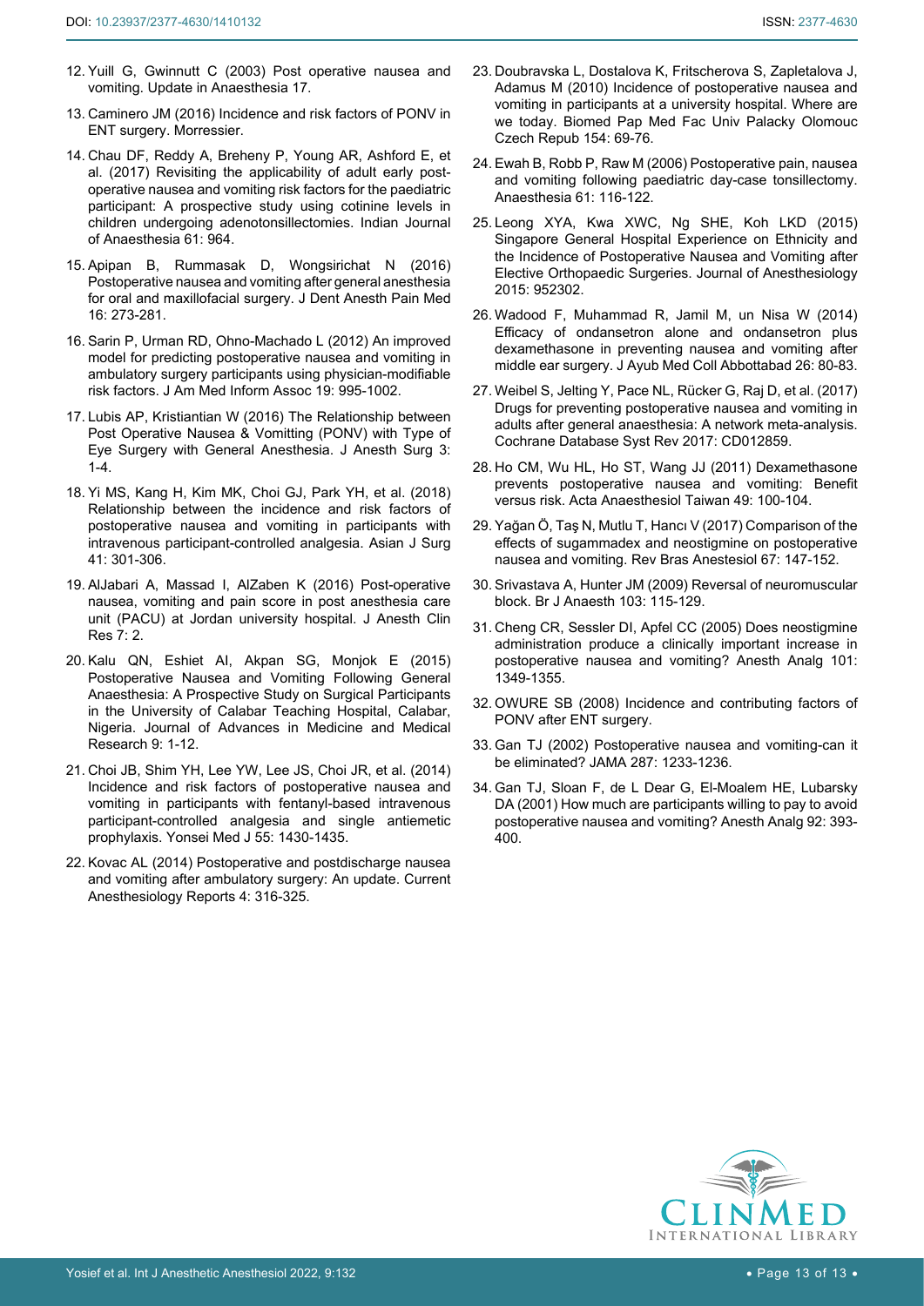12. Yuill G, Gwinnutt C (2003) Post operative nausea and vomiting. Update in Anaesthesia 17.
13. Caminero JM (2016) Incidence and risk factors of PONV in ENT surgery. Morressier.
14. Chau DF, Reddy A, Breheny P, Young AR, Ashford E, et al. (2017) Revisiting the applicability of adult early post-operative nausea and vomiting risk factors for the paediatric participant: A prospective study using cotinine levels in children undergoing adenotonsillectomies. Indian Journal of Anaesthesia 61: 964.
15. Apipan B, Rummasak D, Wongsirichat N (2016) Postoperative nausea and vomiting after general anesthesia for oral and maxillofacial surgery. J Dent Anesth Pain Med 16: 273-281.
16. Sarin P, Urman RD, Ohno-Machado L (2012) An improved model for predicting postoperative nausea and vomiting in ambulatory surgery participants using physician-modifiable risk factors. J Am Med Inform Assoc 19: 995-1002.
17. Lubis AP, Kristiantian W (2016) The Relationship between Post Operative Nausea & Vomitting (PONV) with Type of Eye Surgery with General Anesthesia. J Anesth Surg 3: 1-4.
18. Yi MS, Kang H, Kim MK, Choi GJ, Park YH, et al. (2018) Relationship between the incidence and risk factors of postoperative nausea and vomiting in participants with intravenous participant-controlled analgesia. Asian J Surg 41: 301-306.
19. AlJabari A, Massad I, AlZaben K (2016) Post-operative nausea, vomiting and pain score in post anesthesia care unit (PACU) at Jordan university hospital. J Anesth Clin Res 7: 2.
20. Kalu QN, Eshiet AI, Akpan SG, Monjok E (2015) Postoperative Nausea and Vomiting Following General Anaesthesia: A Prospective Study on Surgical Participants in the University of Calabar Teaching Hospital, Calabar, Nigeria. Journal of Advances in Medicine and Medical Research 9: 1-12.
21. Choi JB, Shim YH, Lee YW, Lee JS, Choi JR, et al. (2014) Incidence and risk factors of postoperative nausea and vomiting in participants with fentanyl-based intravenous participant-controlled analgesia and single antiemetic prophylaxis. Yonsei Med J 55: 1430-1435.
22. Kovac AL (2014) Postoperative and postdischarge nausea and vomiting after ambulatory surgery: An update. Current Anesthesiology Reports 4: 316-325.
23. Doubravska L, Dostalova K, Fritscherova S, Zapletalova J, Adamus M (2010) Incidence of postoperative nausea and vomiting in participants at a university hospital. Where are we today. Biomed Pap Med Fac Univ Palacky Olomouc Czech Repub 154: 69-76.
24. Ewah B, Robb P, Raw M (2006) Postoperative pain, nausea and vomiting following paediatric day-case tonsillectomy. Anaesthesia 61: 116-122.
25. Leong XYA, Kwa XWC, Ng SHE, Koh LKD (2015) Singapore General Hospital Experience on Ethnicity and the Incidence of Postoperative Nausea and Vomiting after Elective Orthopaedic Surgeries. Journal of Anesthesiology 2015: 952302.
26. Wadood F, Muhammad R, Jamil M, un Nisa W (2014) Efficacy of ondansetron alone and ondansetron plus dexamethasone in preventing nausea and vomiting after middle ear surgery. J Ayub Med Coll Abbottabad 26: 80-83.
27. Weibel S, Jelting Y, Pace NL, Rücker G, Raj D, et al. (2017) Drugs for preventing postoperative nausea and vomiting in adults after general anaesthesia: A network meta-analysis. Cochrane Database Syst Rev 2017: CD012859.
28. Ho CM, Wu HL, Ho ST, Wang JJ (2011) Dexamethasone prevents postoperative nausea and vomiting: Benefit versus risk. Acta Anaesthesiol Taiwan 49: 100-104.
29. Yağan Ö, Taş N, Mutlu T, Hancı V (2017) Comparison of the effects of sugammadex and neostigmine on postoperative nausea and vomiting. Rev Bras Anestesiol 67: 147-152.
30. Srivastava A, Hunter JM (2009) Reversal of neuromuscular block. Br J Anaesth 103: 115-129.
31. Cheng CR, Sessler DI, Apfel CC (2005) Does neostigmine administration produce a clinically important increase in postoperative nausea and vomiting? Anesth Analg 101: 1349-1355.
32. OWURE SB (2008) Incidence and contributing factors of PONV after ENT surgery.
33. Gan TJ (2002) Postoperative nausea and vomiting-can it be eliminated? JAMA 287: 1233-1236.
34. Gan TJ, Sloan F, de L Dear G, El-Moalem HE, Lubarsky DA (2001) How much are participants willing to pay to avoid postoperative nausea and vomiting? Anesth Analg 92: 393-400.